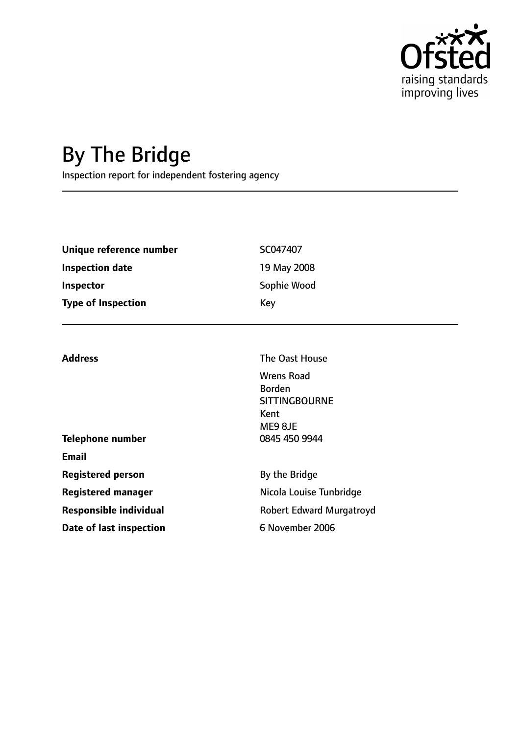# By The Bridge

Inspection report for independent fostering agency

| | |
|---|---|
| **Unique reference number** | SC047407 |
| **Inspection date** | 19 May 2008 |
| **Inspector** | Sophie Wood |
| **Type of Inspection** | Key |

| | |
|---|---|
| **Address** | The Oast House<br>Wrens Road<br>Borden<br>SITTINGBOURNE<br>Kent<br>ME9 8JE |
| **Telephone number** | 0845 450 9944 |
| **Email** | |
| **Registered person** | By the Bridge |
| **Registered manager** | Nicola Louise Tunbridge |
| **Responsible individual** | Robert Edward Murgatroyd |
| **Date of last inspection** | 6 November 2006 |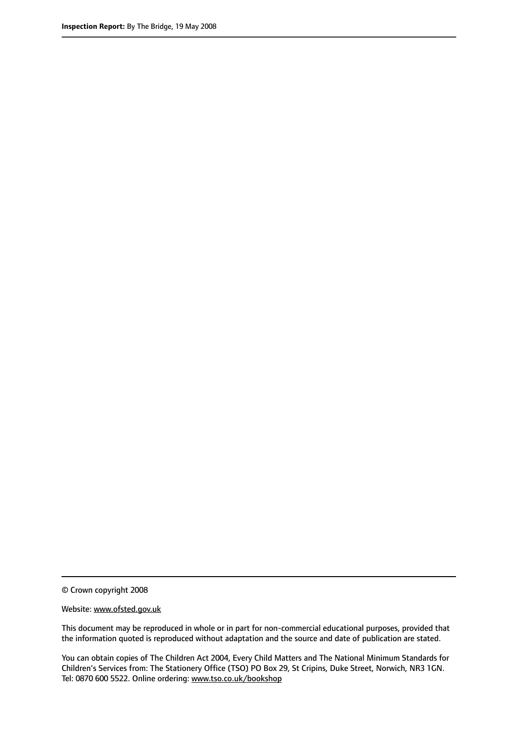© Crown copyright 2008

Website: www.ofsted.gov.uk

This document may be reproduced in whole or in part for non-commercial educational purposes, provided that the information quoted is reproduced without adaptation and the source and date of publication are stated.

You can obtain copies of The Children Act 2004, Every Child Matters and The National Minimum Standards for Children's Services from: The Stationery Office (TSO) PO Box 29, St Cripins, Duke Street, Norwich, NR3 1GN. Tel: 0870 600 5522. Online ordering: www.tso.co.uk/bookshop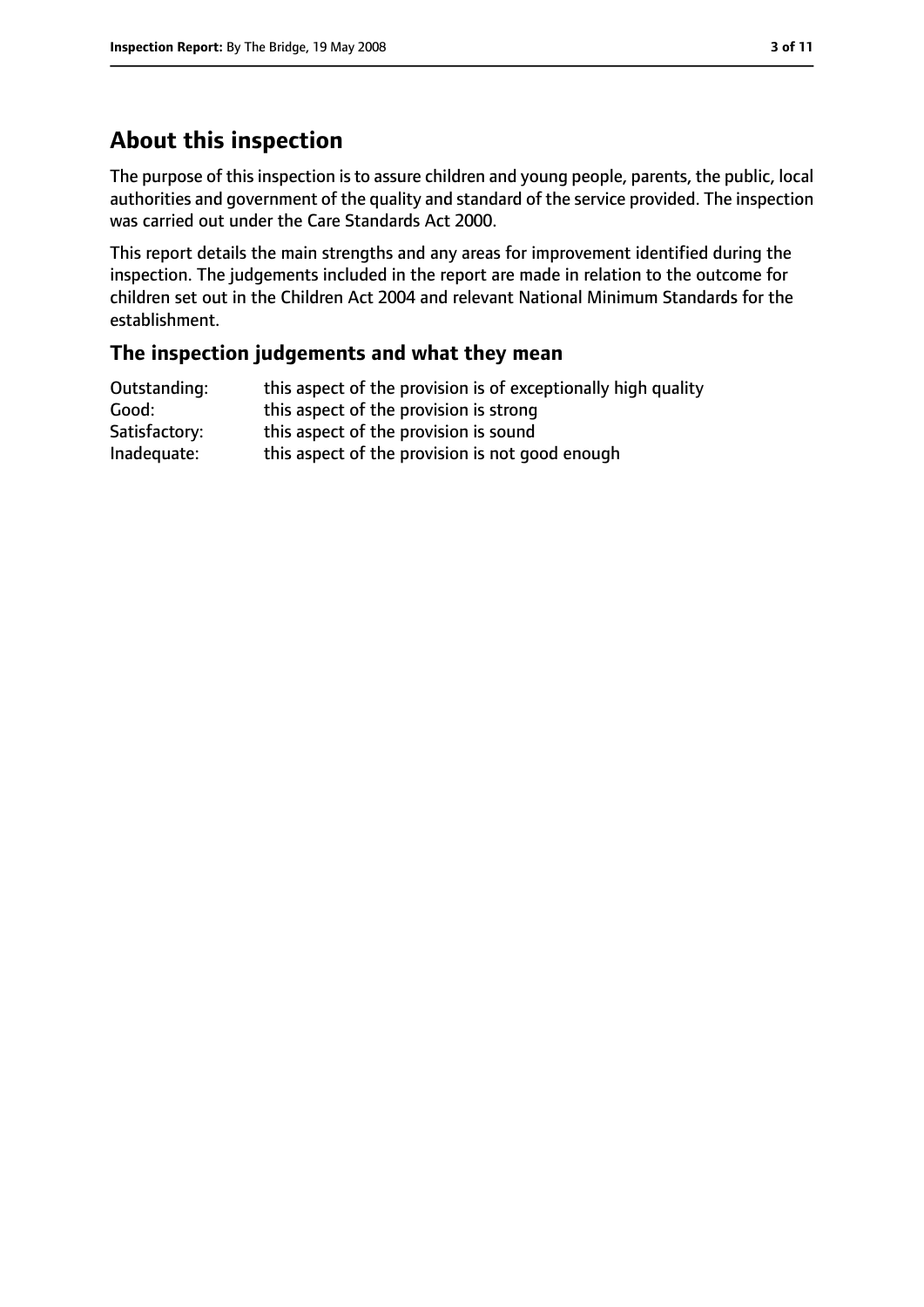## About this inspection

The purpose of this inspection is to assure children and young people, parents, the public, local authorities and government of the quality and standard of the service provided. The inspection was carried out under the Care Standards Act 2000.

This report details the main strengths and any areas for improvement identified during the inspection. The judgements included in the report are made in relation to the outcome for children set out in the Children Act 2004 and relevant National Minimum Standards for the establishment.

### The inspection judgements and what they mean

| | |
|---|---|
| Outstanding: | this aspect of the provision is of exceptionally high quality |
| Good: | this aspect of the provision is strong |
| Satisfactory: | this aspect of the provision is sound |
| Inadequate: | this aspect of the provision is not good enough |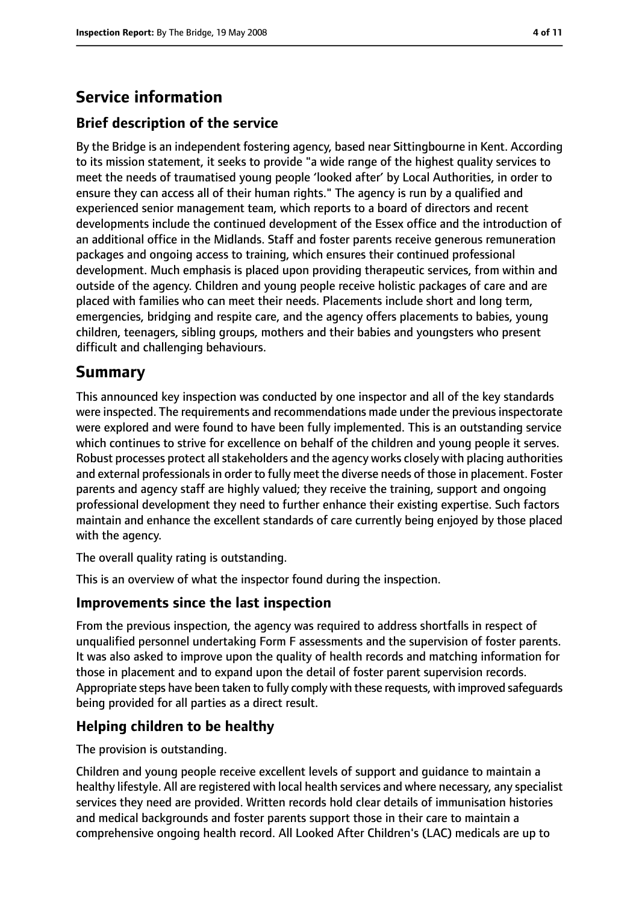# Service information

## Brief description of the service

By the Bridge is an independent fostering agency, based near Sittingbourne in Kent. According to its mission statement, it seeks to provide "a wide range of the highest quality services to meet the needs of traumatised young people 'looked after' by Local Authorities, in order to ensure they can access all of their human rights." The agency is run by a qualified and experienced senior management team, which reports to a board of directors and recent developments include the continued development of the Essex office and the introduction of an additional office in the Midlands. Staff and foster parents receive generous remuneration packages and ongoing access to training, which ensures their continued professional development. Much emphasis is placed upon providing therapeutic services, from within and outside of the agency. Children and young people receive holistic packages of care and are placed with families who can meet their needs. Placements include short and long term, emergencies, bridging and respite care, and the agency offers placements to babies, young children, teenagers, sibling groups, mothers and their babies and youngsters who present difficult and challenging behaviours.

# Summary

This announced key inspection was conducted by one inspector and all of the key standards were inspected. The requirements and recommendations made under the previous inspectorate were explored and were found to have been fully implemented. This is an outstanding service which continues to strive for excellence on behalf of the children and young people it serves. Robust processes protect all stakeholders and the agency works closely with placing authorities and external professionals in order to fully meet the diverse needs of those in placement. Foster parents and agency staff are highly valued; they receive the training, support and ongoing professional development they need to further enhance their existing expertise. Such factors maintain and enhance the excellent standards of care currently being enjoyed by those placed with the agency.

The overall quality rating is outstanding.

This is an overview of what the inspector found during the inspection.

## Improvements since the last inspection

From the previous inspection, the agency was required to address shortfalls in respect of unqualified personnel undertaking Form F assessments and the supervision of foster parents. It was also asked to improve upon the quality of health records and matching information for those in placement and to expand upon the detail of foster parent supervision records. Appropriate steps have been taken to fully comply with these requests, with improved safeguards being provided for all parties as a direct result.

## Helping children to be healthy

The provision is outstanding.

Children and young people receive excellent levels of support and guidance to maintain a healthy lifestyle. All are registered with local health services and where necessary, any specialist services they need are provided. Written records hold clear details of immunisation histories and medical backgrounds and foster parents support those in their care to maintain a comprehensive ongoing health record. All Looked After Children's (LAC) medicals are up to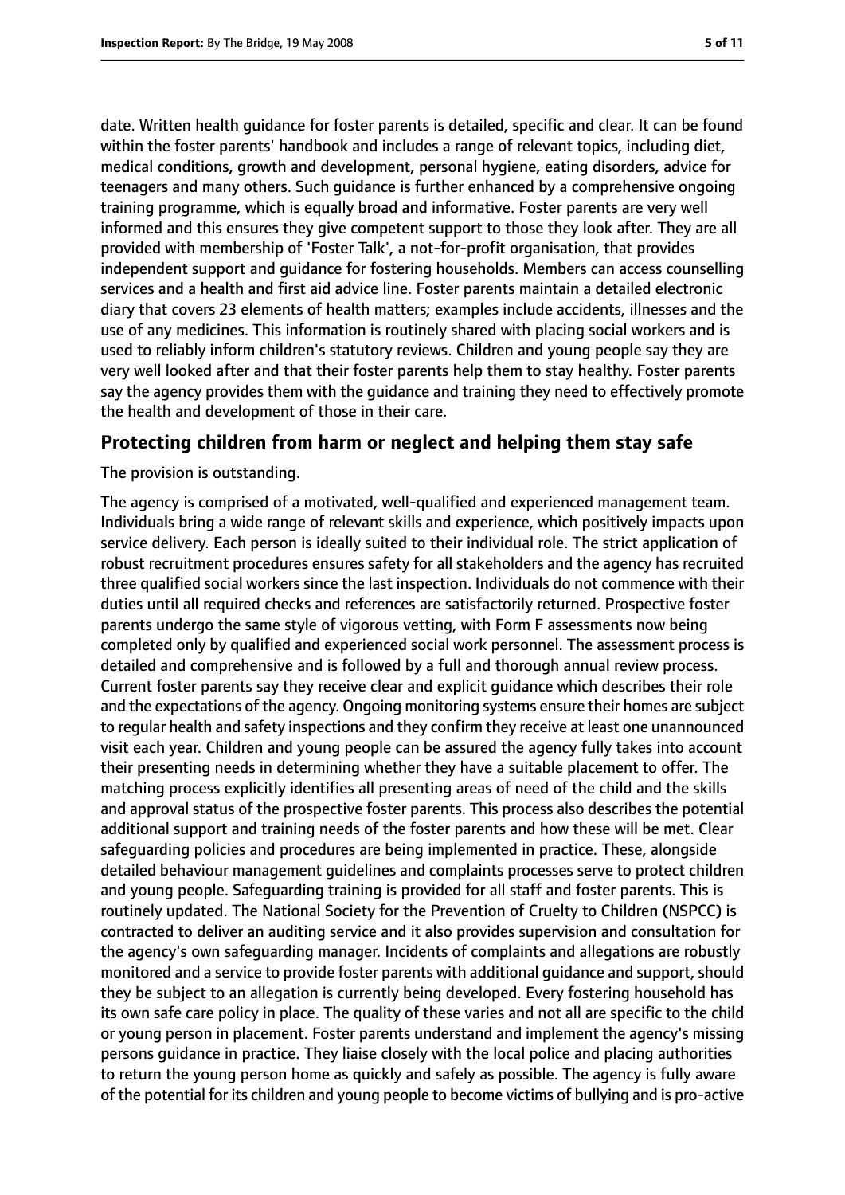date. Written health guidance for foster parents is detailed, specific and clear. It can be found within the foster parents' handbook and includes a range of relevant topics, including diet, medical conditions, growth and development, personal hygiene, eating disorders, advice for teenagers and many others. Such guidance is further enhanced by a comprehensive ongoing training programme, which is equally broad and informative. Foster parents are very well informed and this ensures they give competent support to those they look after. They are all provided with membership of 'Foster Talk', a not-for-profit organisation, that provides independent support and guidance for fostering households. Members can access counselling services and a health and first aid advice line. Foster parents maintain a detailed electronic diary that covers 23 elements of health matters; examples include accidents, illnesses and the use of any medicines. This information is routinely shared with placing social workers and is used to reliably inform children's statutory reviews. Children and young people say they are very well looked after and that their foster parents help them to stay healthy. Foster parents say the agency provides them with the guidance and training they need to effectively promote the health and development of those in their care.

## Protecting children from harm or neglect and helping them stay safe

The provision is outstanding.

The agency is comprised of a motivated, well-qualified and experienced management team. Individuals bring a wide range of relevant skills and experience, which positively impacts upon service delivery. Each person is ideally suited to their individual role. The strict application of robust recruitment procedures ensures safety for all stakeholders and the agency has recruited three qualified social workers since the last inspection. Individuals do not commence with their duties until all required checks and references are satisfactorily returned. Prospective foster parents undergo the same style of vigorous vetting, with Form F assessments now being completed only by qualified and experienced social work personnel. The assessment process is detailed and comprehensive and is followed by a full and thorough annual review process. Current foster parents say they receive clear and explicit guidance which describes their role and the expectations of the agency. Ongoing monitoring systems ensure their homes are subject to regular health and safety inspections and they confirm they receive at least one unannounced visit each year. Children and young people can be assured the agency fully takes into account their presenting needs in determining whether they have a suitable placement to offer. The matching process explicitly identifies all presenting areas of need of the child and the skills and approval status of the prospective foster parents. This process also describes the potential additional support and training needs of the foster parents and how these will be met. Clear safeguarding policies and procedures are being implemented in practice. These, alongside detailed behaviour management guidelines and complaints processes serve to protect children and young people. Safeguarding training is provided for all staff and foster parents. This is routinely updated. The National Society for the Prevention of Cruelty to Children (NSPCC) is contracted to deliver an auditing service and it also provides supervision and consultation for the agency's own safeguarding manager. Incidents of complaints and allegations are robustly monitored and a service to provide foster parents with additional guidance and support, should they be subject to an allegation is currently being developed. Every fostering household has its own safe care policy in place. The quality of these varies and not all are specific to the child or young person in placement. Foster parents understand and implement the agency's missing persons guidance in practice. They liaise closely with the local police and placing authorities to return the young person home as quickly and safely as possible. The agency is fully aware of the potential for its children and young people to become victims of bullying and is pro-active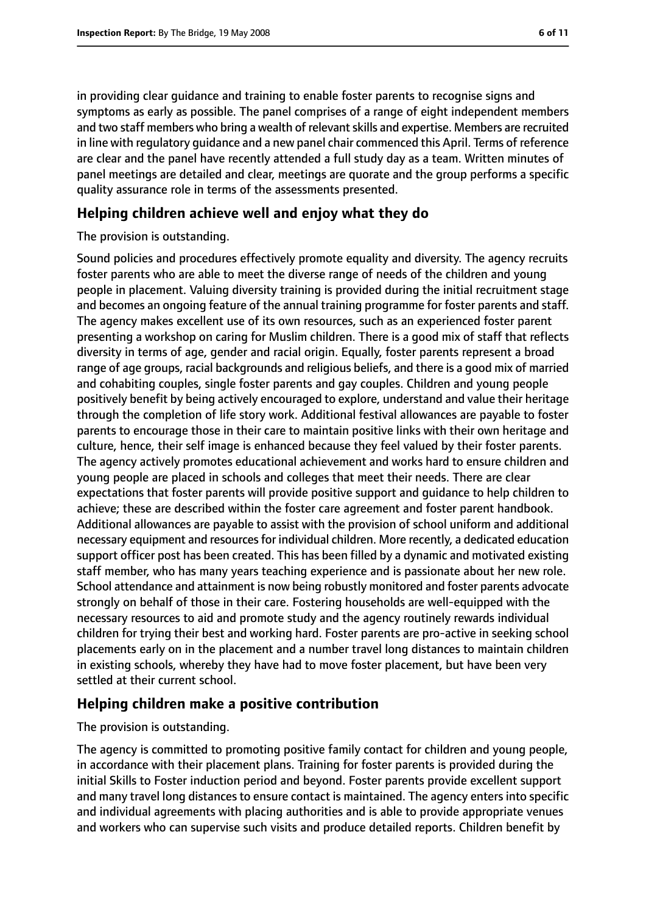in providing clear guidance and training to enable foster parents to recognise signs and symptoms as early as possible. The panel comprises of a range of eight independent members and two staff members who bring a wealth of relevant skills and expertise. Members are recruited in line with regulatory guidance and a new panel chair commenced this April. Terms of reference are clear and the panel have recently attended a full study day as a team. Written minutes of panel meetings are detailed and clear, meetings are quorate and the group performs a specific quality assurance role in terms of the assessments presented.

## Helping children achieve well and enjoy what they do

The provision is outstanding.

Sound policies and procedures effectively promote equality and diversity. The agency recruits foster parents who are able to meet the diverse range of needs of the children and young people in placement. Valuing diversity training is provided during the initial recruitment stage and becomes an ongoing feature of the annual training programme for foster parents and staff. The agency makes excellent use of its own resources, such as an experienced foster parent presenting a workshop on caring for Muslim children. There is a good mix of staff that reflects diversity in terms of age, gender and racial origin. Equally, foster parents represent a broad range of age groups, racial backgrounds and religious beliefs, and there is a good mix of married and cohabiting couples, single foster parents and gay couples. Children and young people positively benefit by being actively encouraged to explore, understand and value their heritage through the completion of life story work. Additional festival allowances are payable to foster parents to encourage those in their care to maintain positive links with their own heritage and culture, hence, their self image is enhanced because they feel valued by their foster parents. The agency actively promotes educational achievement and works hard to ensure children and young people are placed in schools and colleges that meet their needs. There are clear expectations that foster parents will provide positive support and guidance to help children to achieve; these are described within the foster care agreement and foster parent handbook. Additional allowances are payable to assist with the provision of school uniform and additional necessary equipment and resources for individual children. More recently, a dedicated education support officer post has been created. This has been filled by a dynamic and motivated existing staff member, who has many years teaching experience and is passionate about her new role. School attendance and attainment is now being robustly monitored and foster parents advocate strongly on behalf of those in their care. Fostering households are well-equipped with the necessary resources to aid and promote study and the agency routinely rewards individual children for trying their best and working hard. Foster parents are pro-active in seeking school placements early on in the placement and a number travel long distances to maintain children in existing schools, whereby they have had to move foster placement, but have been very settled at their current school.

## Helping children make a positive contribution

The provision is outstanding.

The agency is committed to promoting positive family contact for children and young people, in accordance with their placement plans. Training for foster parents is provided during the initial Skills to Foster induction period and beyond. Foster parents provide excellent support and many travel long distances to ensure contact is maintained. The agency enters into specific and individual agreements with placing authorities and is able to provide appropriate venues and workers who can supervise such visits and produce detailed reports. Children benefit by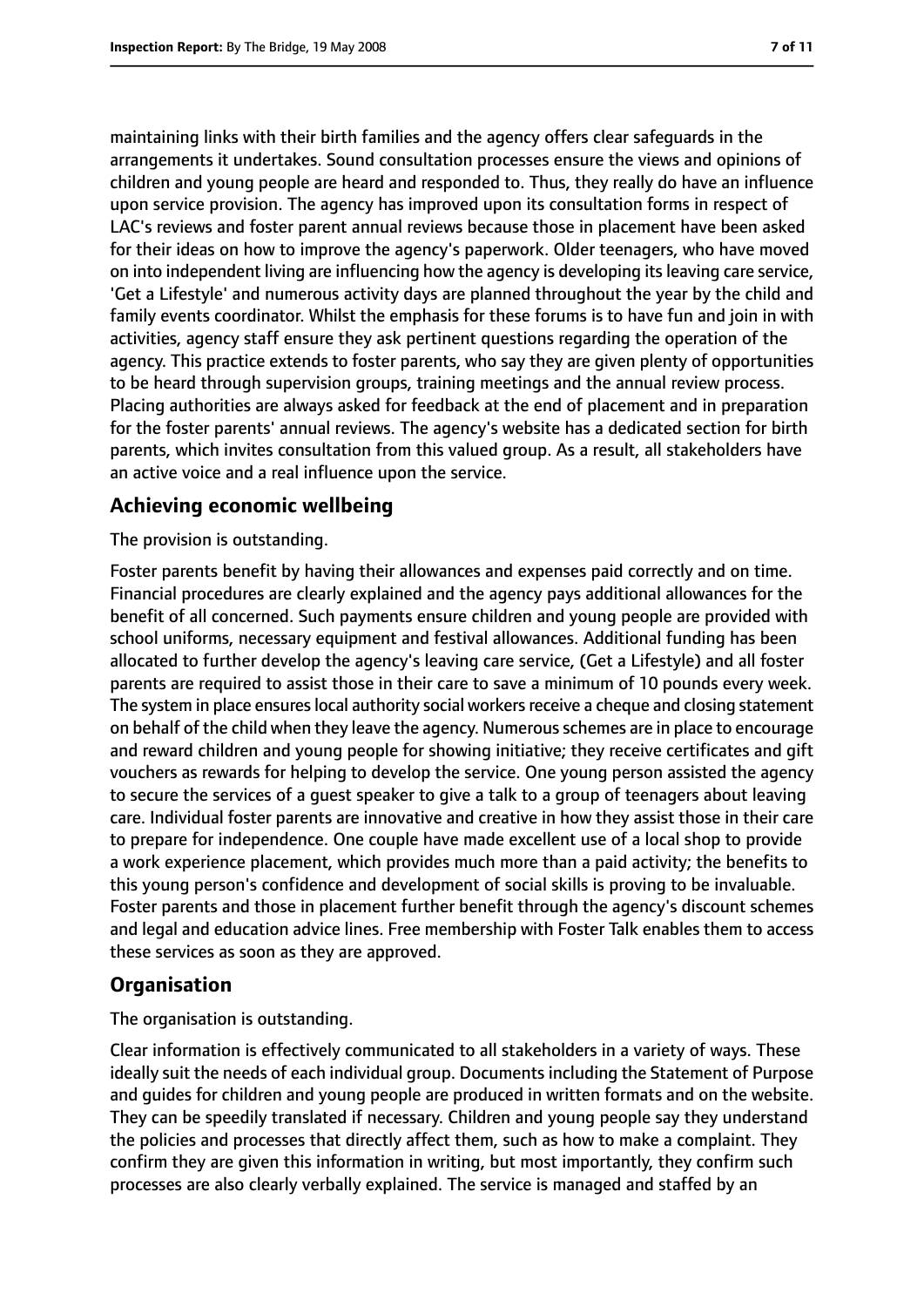maintaining links with their birth families and the agency offers clear safeguards in the arrangements it undertakes. Sound consultation processes ensure the views and opinions of children and young people are heard and responded to. Thus, they really do have an influence upon service provision. The agency has improved upon its consultation forms in respect of LAC's reviews and foster parent annual reviews because those in placement have been asked for their ideas on how to improve the agency's paperwork. Older teenagers, who have moved on into independent living are influencing how the agency is developing its leaving care service, 'Get a Lifestyle' and numerous activity days are planned throughout the year by the child and family events coordinator. Whilst the emphasis for these forums is to have fun and join in with activities, agency staff ensure they ask pertinent questions regarding the operation of the agency. This practice extends to foster parents, who say they are given plenty of opportunities to be heard through supervision groups, training meetings and the annual review process. Placing authorities are always asked for feedback at the end of placement and in preparation for the foster parents' annual reviews. The agency's website has a dedicated section for birth parents, which invites consultation from this valued group. As a result, all stakeholders have an active voice and a real influence upon the service.

## Achieving economic wellbeing

The provision is outstanding.

Foster parents benefit by having their allowances and expenses paid correctly and on time. Financial procedures are clearly explained and the agency pays additional allowances for the benefit of all concerned. Such payments ensure children and young people are provided with school uniforms, necessary equipment and festival allowances. Additional funding has been allocated to further develop the agency's leaving care service, (Get a Lifestyle) and all foster parents are required to assist those in their care to save a minimum of 10 pounds every week. The system in place ensures local authority social workers receive a cheque and closing statement on behalf of the child when they leave the agency. Numerous schemes are in place to encourage and reward children and young people for showing initiative; they receive certificates and gift vouchers as rewards for helping to develop the service. One young person assisted the agency to secure the services of a guest speaker to give a talk to a group of teenagers about leaving care. Individual foster parents are innovative and creative in how they assist those in their care to prepare for independence. One couple have made excellent use of a local shop to provide a work experience placement, which provides much more than a paid activity; the benefits to this young person's confidence and development of social skills is proving to be invaluable. Foster parents and those in placement further benefit through the agency's discount schemes and legal and education advice lines. Free membership with Foster Talk enables them to access these services as soon as they are approved.

## Organisation

The organisation is outstanding.

Clear information is effectively communicated to all stakeholders in a variety of ways. These ideally suit the needs of each individual group. Documents including the Statement of Purpose and guides for children and young people are produced in written formats and on the website. They can be speedily translated if necessary. Children and young people say they understand the policies and processes that directly affect them, such as how to make a complaint. They confirm they are given this information in writing, but most importantly, they confirm such processes are also clearly verbally explained. The service is managed and staffed by an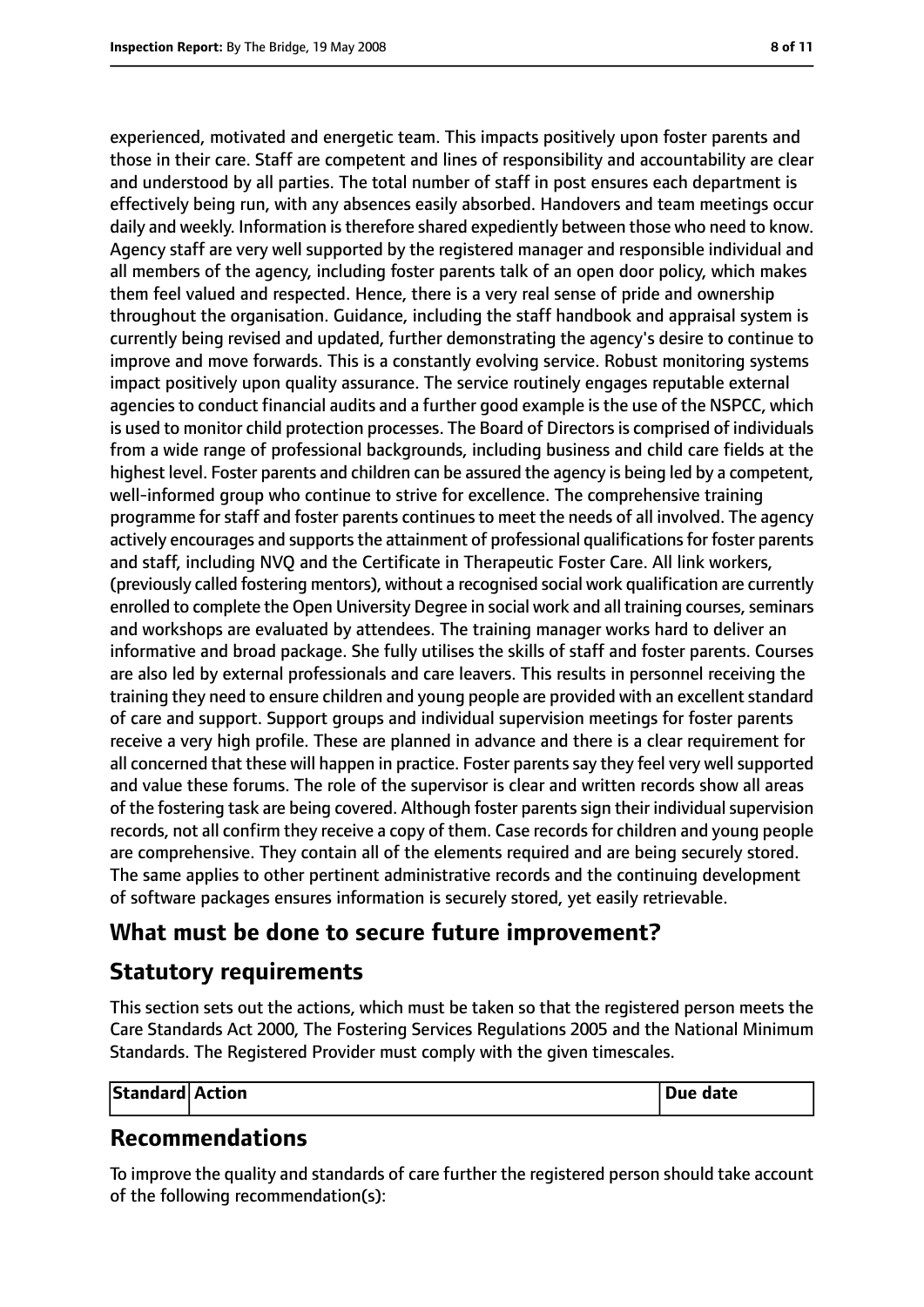experienced, motivated and energetic team. This impacts positively upon foster parents and those in their care. Staff are competent and lines of responsibility and accountability are clear and understood by all parties. The total number of staff in post ensures each department is effectively being run, with any absences easily absorbed. Handovers and team meetings occur daily and weekly. Information is therefore shared expediently between those who need to know. Agency staff are very well supported by the registered manager and responsible individual and all members of the agency, including foster parents talk of an open door policy, which makes them feel valued and respected. Hence, there is a very real sense of pride and ownership throughout the organisation. Guidance, including the staff handbook and appraisal system is currently being revised and updated, further demonstrating the agency's desire to continue to improve and move forwards. This is a constantly evolving service. Robust monitoring systems impact positively upon quality assurance. The service routinely engages reputable external agencies to conduct financial audits and a further good example is the use of the NSPCC, which is used to monitor child protection processes. The Board of Directors is comprised of individuals from a wide range of professional backgrounds, including business and child care fields at the highest level. Foster parents and children can be assured the agency is being led by a competent, well-informed group who continue to strive for excellence. The comprehensive training programme for staff and foster parents continues to meet the needs of all involved. The agency actively encourages and supports the attainment of professional qualifications for foster parents and staff, including NVQ and the Certificate in Therapeutic Foster Care. All link workers, (previously called fostering mentors), without a recognised social work qualification are currently enrolled to complete the Open University Degree in social work and all training courses, seminars and workshops are evaluated by attendees. The training manager works hard to deliver an informative and broad package. She fully utilises the skills of staff and foster parents. Courses are also led by external professionals and care leavers. This results in personnel receiving the training they need to ensure children and young people are provided with an excellent standard of care and support. Support groups and individual supervision meetings for foster parents receive a very high profile. These are planned in advance and there is a clear requirement for all concerned that these will happen in practice. Foster parents say they feel very well supported and value these forums. The role of the supervisor is clear and written records show all areas of the fostering task are being covered. Although foster parents sign their individual supervision records, not all confirm they receive a copy of them. Case records for children and young people are comprehensive. They contain all of the elements required and are being securely stored. The same applies to other pertinent administrative records and the continuing development of software packages ensures information is securely stored, yet easily retrievable.

## What must be done to secure future improvement?

## Statutory requirements

This section sets out the actions, which must be taken so that the registered person meets the Care Standards Act 2000, The Fostering Services Regulations 2005 and the National Minimum Standards. The Registered Provider must comply with the given timescales.

| Standard | Action | Due date |
|---|---|---|

## Recommendations

To improve the quality and standards of care further the registered person should take account of the following recommendation(s):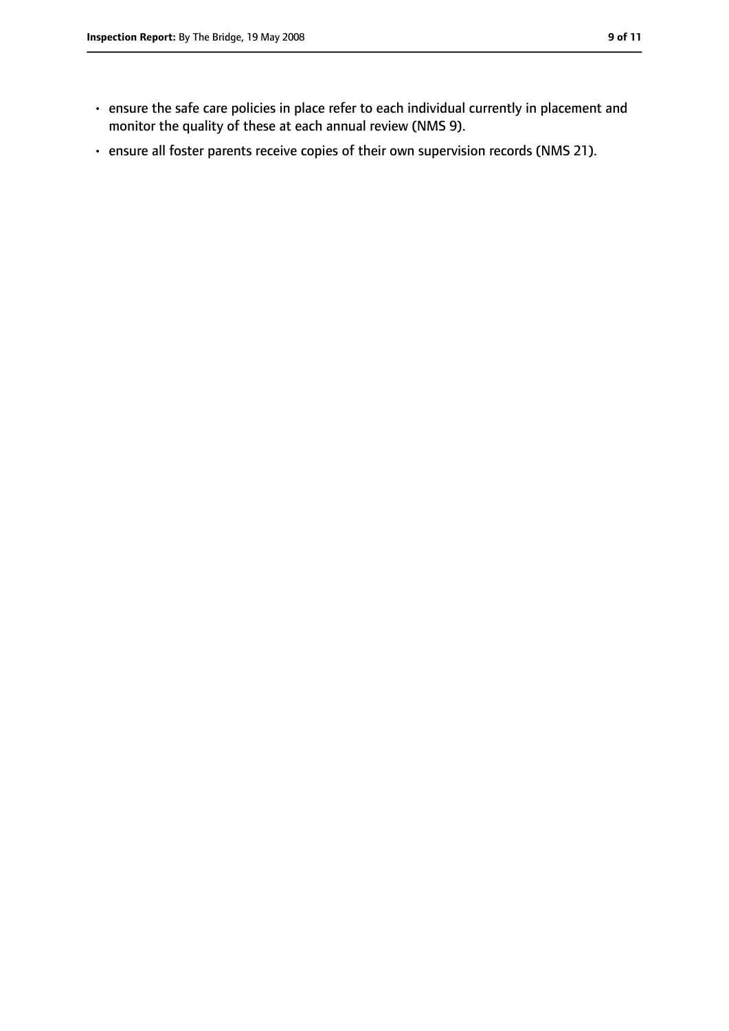- ensure the safe care policies in place refer to each individual currently in placement and monitor the quality of these at each annual review (NMS 9).
- ensure all foster parents receive copies of their own supervision records (NMS 21).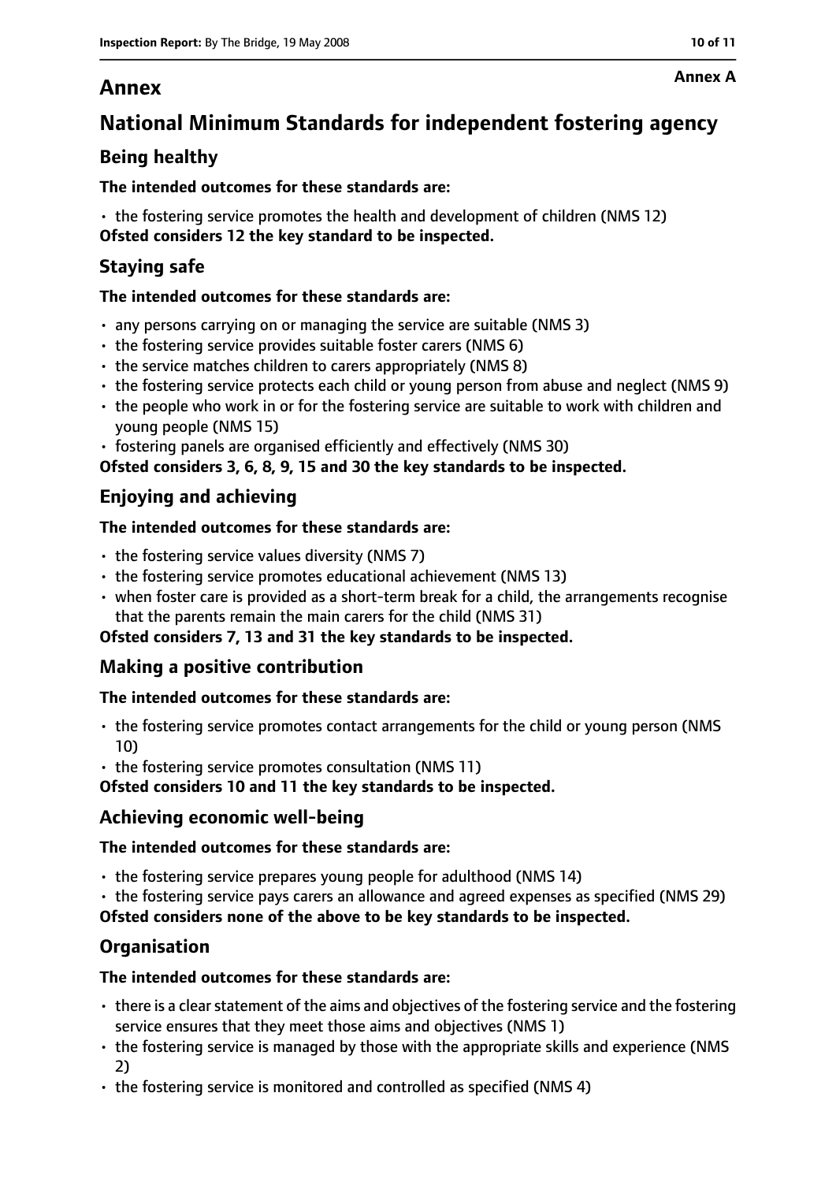# Annex

**Annex A**

## National Minimum Standards for independent fostering agency

### Being healthy

**The intended outcomes for these standards are:**

- the fostering service promotes the health and development of children (NMS 12)

**Ofsted considers 12 the key standard to be inspected.**

### Staying safe

**The intended outcomes for these standards are:**

- any persons carrying on or managing the service are suitable (NMS 3)
- the fostering service provides suitable foster carers (NMS 6)
- the service matches children to carers appropriately (NMS 8)
- the fostering service protects each child or young person from abuse and neglect (NMS 9)
- the people who work in or for the fostering service are suitable to work with children and young people (NMS 15)
- fostering panels are organised efficiently and effectively (NMS 30)

**Ofsted considers 3, 6, 8, 9, 15 and 30 the key standards to be inspected.**

### Enjoying and achieving

**The intended outcomes for these standards are:**

- the fostering service values diversity (NMS 7)
- the fostering service promotes educational achievement (NMS 13)
- when foster care is provided as a short-term break for a child, the arrangements recognise that the parents remain the main carers for the child (NMS 31)

**Ofsted considers 7, 13 and 31 the key standards to be inspected.**

### Making a positive contribution

**The intended outcomes for these standards are:**

- the fostering service promotes contact arrangements for the child or young person (NMS 10)
- the fostering service promotes consultation (NMS 11)

**Ofsted considers 10 and 11 the key standards to be inspected.**

### Achieving economic well-being

**The intended outcomes for these standards are:**

- the fostering service prepares young people for adulthood (NMS 14)
- the fostering service pays carers an allowance and agreed expenses as specified (NMS 29)

**Ofsted considers none of the above to be key standards to be inspected.**

### Organisation

**The intended outcomes for these standards are:**

- there is a clear statement of the aims and objectives of the fostering service and the fostering service ensures that they meet those aims and objectives (NMS 1)
- the fostering service is managed by those with the appropriate skills and experience (NMS 2)
- the fostering service is monitored and controlled as specified (NMS 4)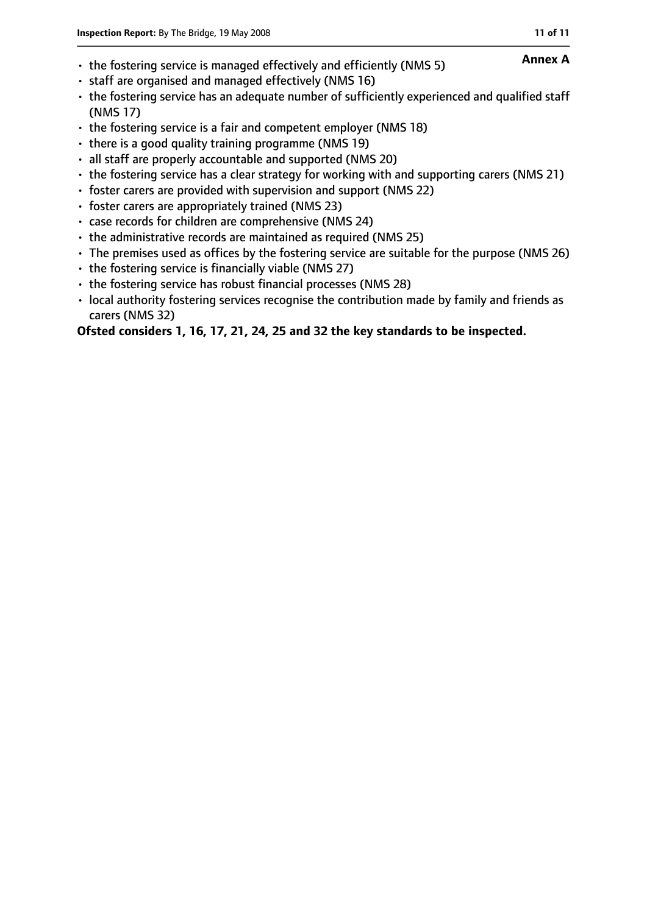**Annex A**

- the fostering service is managed effectively and efficiently (NMS 5)
- staff are organised and managed effectively (NMS 16)
- the fostering service has an adequate number of sufficiently experienced and qualified staff (NMS 17)
- the fostering service is a fair and competent employer (NMS 18)
- there is a good quality training programme (NMS 19)
- all staff are properly accountable and supported (NMS 20)
- the fostering service has a clear strategy for working with and supporting carers (NMS 21)
- foster carers are provided with supervision and support (NMS 22)
- foster carers are appropriately trained (NMS 23)
- case records for children are comprehensive (NMS 24)
- the administrative records are maintained as required (NMS 25)
- The premises used as offices by the fostering service are suitable for the purpose (NMS 26)
- the fostering service is financially viable (NMS 27)
- the fostering service has robust financial processes (NMS 28)
- local authority fostering services recognise the contribution made by family and friends as carers (NMS 32)

**Ofsted considers 1, 16, 17, 21, 24, 25 and 32 the key standards to be inspected.**